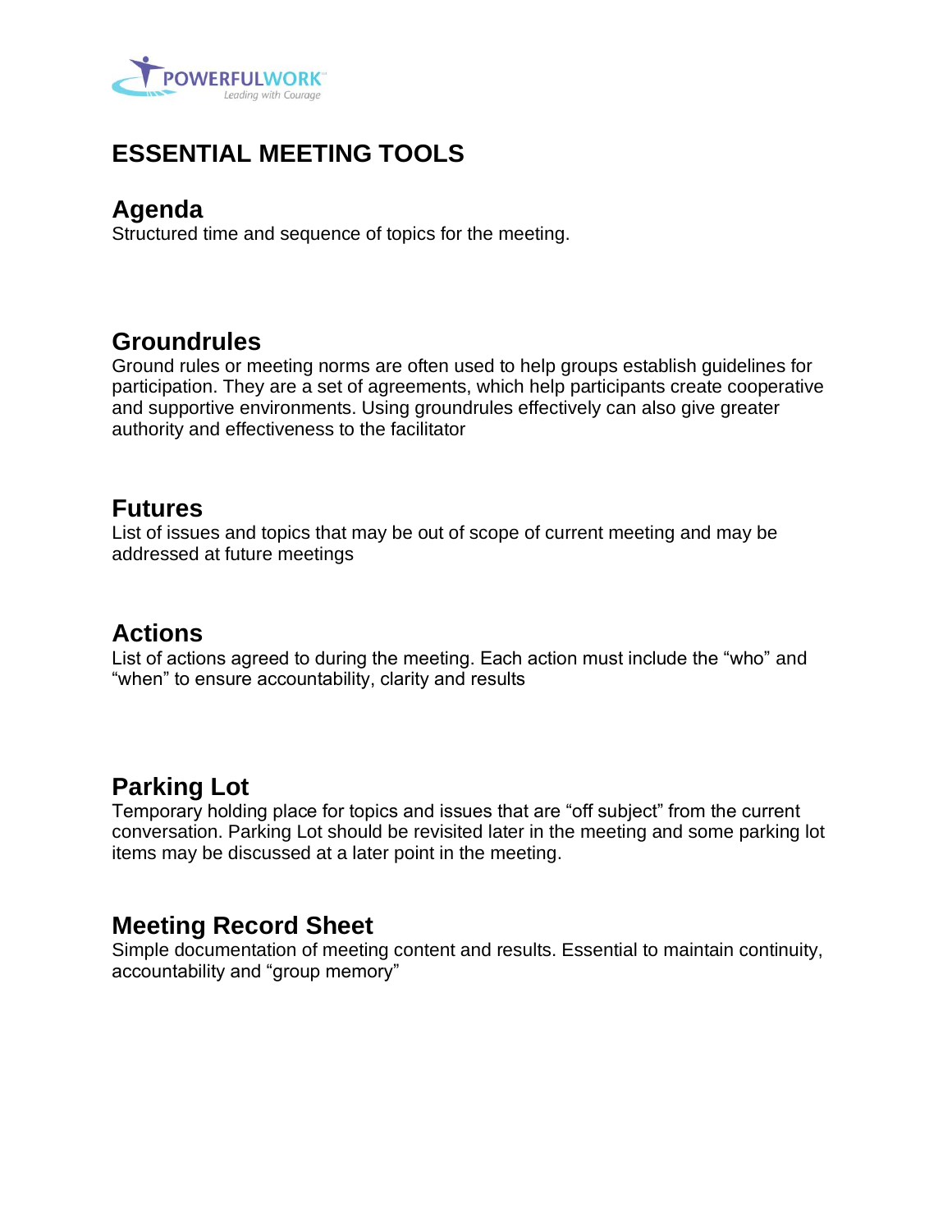# ESSENTIAL MEETING TOOLS

## Agenda

Structured time and sequence of topics for the meeting.

## Groundrules

Ground rules or meeting norms are often used to help groups establish guidelines for participation. They are a set of agreements, which help participants create cooperative and supportive environments. Using groundrules effectively can also give greater authority and effectiveness to the facilitator

## Futures

List of issues and topics that may be out of scope of current meeting and may be addressed at future meetings

## Actions

List of actions agreed to during the meeting. Each action must include the "who" and "when" to ensure accountability, clarity and results

## Parking Lot

Temporary holding place for topics and issues that are "off subject" from the current conversation. Parking Lot should be revisited later in the meeting and some parking lot items may be discussed at a later point in the meeting.

## Meeting Record Sheet

Simple documentation of meeting content and results. Essential to maintain continuity, accountability and "group memory"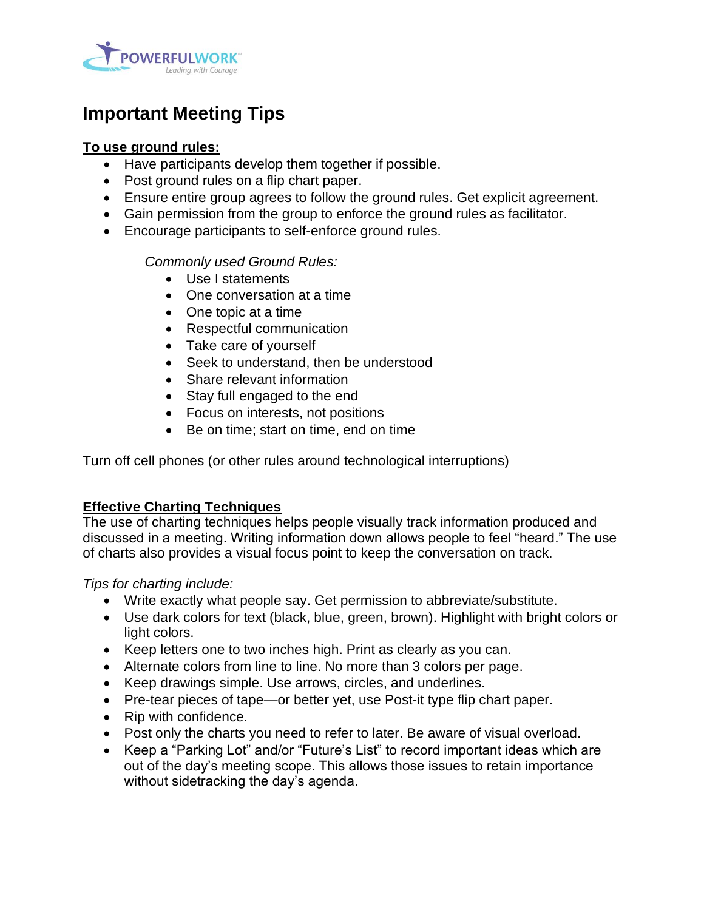# Important Meeting Tips

**<u>To use ground rules:</u>**

- Have participants develop them together if possible.
- Post ground rules on a flip chart paper.
- Ensure entire group agrees to follow the ground rules. Get explicit agreement.
- Gain permission from the group to enforce the ground rules as facilitator.
- Encourage participants to self-enforce ground rules.

*Commonly used Ground Rules:*

- Use I statements
- One conversation at a time
- One topic at a time
- Respectful communication
- Take care of yourself
- Seek to understand, then be understood
- Share relevant information
- Stay full engaged to the end
- Focus on interests, not positions
- Be on time; start on time, end on time

Turn off cell phones (or other rules around technological interruptions)

**<u>Effective Charting Techniques</u>**

The use of charting techniques helps people visually track information produced and discussed in a meeting. Writing information down allows people to feel “heard.” The use of charts also provides a visual focus point to keep the conversation on track.

*Tips for charting include:*

- Write exactly what people say. Get permission to abbreviate/substitute.
- Use dark colors for text (black, blue, green, brown). Highlight with bright colors or light colors.
- Keep letters one to two inches high. Print as clearly as you can.
- Alternate colors from line to line. No more than 3 colors per page.
- Keep drawings simple. Use arrows, circles, and underlines.
- Pre-tear pieces of tape—or better yet, use Post-it type flip chart paper.
- Rip with confidence.
- Post only the charts you need to refer to later. Be aware of visual overload.
- Keep a “Parking Lot” and/or “Future’s List” to record important ideas which are out of the day’s meeting scope. This allows those issues to retain importance without sidetracking the day’s agenda.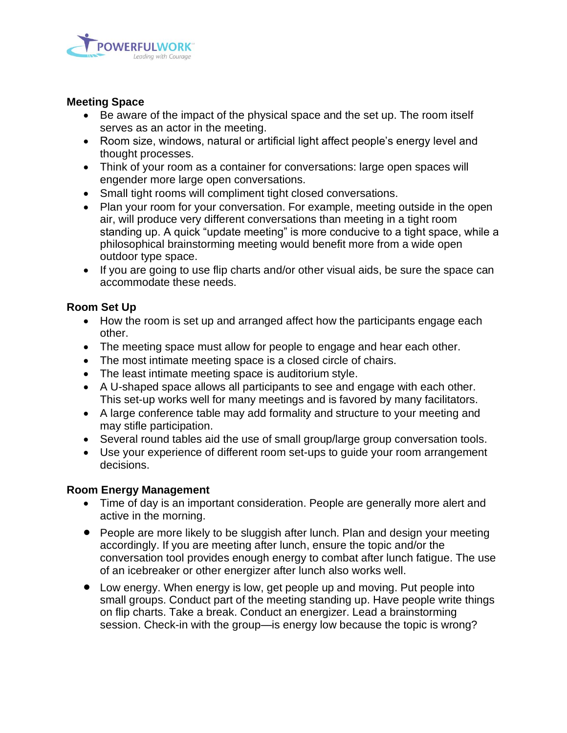### Meeting Space

- Be aware of the impact of the physical space and the set up. The room itself serves as an actor in the meeting.
- Room size, windows, natural or artificial light affect people's energy level and thought processes.
- Think of your room as a container for conversations: large open spaces will engender more large open conversations.
- Small tight rooms will compliment tight closed conversations.
- Plan your room for your conversation. For example, meeting outside in the open air, will produce very different conversations than meeting in a tight room standing up. A quick "update meeting" is more conducive to a tight space, while a philosophical brainstorming meeting would benefit more from a wide open outdoor type space.
- If you are going to use flip charts and/or other visual aids, be sure the space can accommodate these needs.

### Room Set Up

- How the room is set up and arranged affect how the participants engage each other.
- The meeting space must allow for people to engage and hear each other.
- The most intimate meeting space is a closed circle of chairs.
- The least intimate meeting space is auditorium style.
- A U-shaped space allows all participants to see and engage with each other. This set-up works well for many meetings and is favored by many facilitators.
- A large conference table may add formality and structure to your meeting and may stifle participation.
- Several round tables aid the use of small group/large group conversation tools.
- Use your experience of different room set-ups to guide your room arrangement decisions.

### Room Energy Management

- Time of day is an important consideration. People are generally more alert and active in the morning.
- People are more likely to be sluggish after lunch. Plan and design your meeting accordingly. If you are meeting after lunch, ensure the topic and/or the conversation tool provides enough energy to combat after lunch fatigue. The use of an icebreaker or other energizer after lunch also works well.
- Low energy. When energy is low, get people up and moving. Put people into small groups. Conduct part of the meeting standing up. Have people write things on flip charts. Take a break. Conduct an energizer. Lead a brainstorming session. Check-in with the group—is energy low because the topic is wrong?